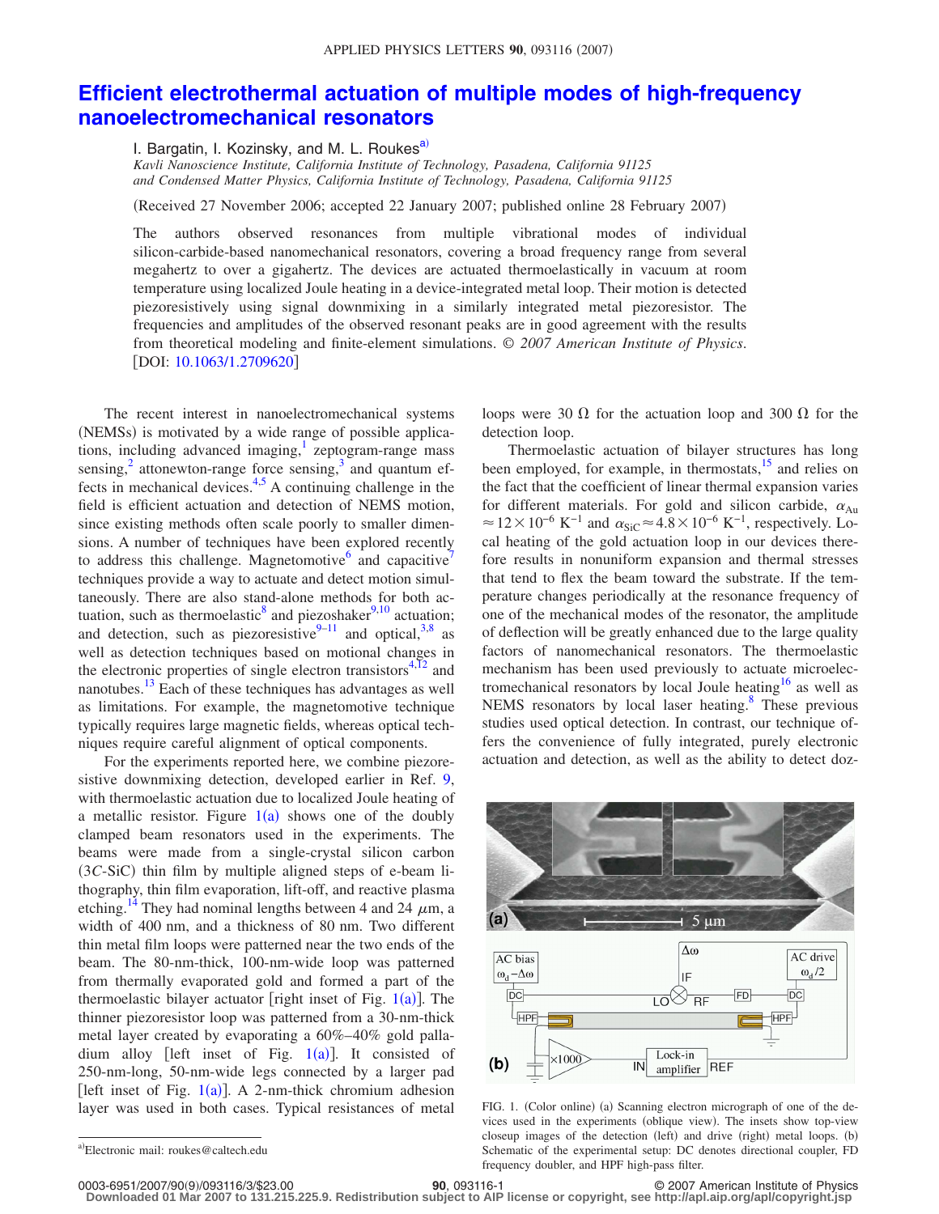# Efficient electrothermal actuation of multiple modes of high-frequency nanoelectromechanical resonators

I. Bargatin, I. Kozinsky, and M. L. Roukes[a)]

*Kavli Nanoscience Institute, California Institute of Technology, Pasadena, California 91125 and Condensed Matter Physics, California Institute of Technology, Pasadena, California 91125*

(Received 27 November 2006; accepted 22 January 2007; published online 28 February 2007)

The authors observed resonances from multiple vibrational modes of individual silicon-carbide-based nanomechanical resonators, covering a broad frequency range from several megahertz to over a gigahertz. The devices are actuated thermoelastically in vacuum at room temperature using localized Joule heating in a device-integrated metal loop. Their motion is detected piezoresistively using signal downmixing in a similarly integrated metal piezoresistor. The frequencies and amplitudes of the observed resonant peaks are in good agreement with the results from theoretical modeling and finite-element simulations. © *2007 American Institute of Physics*. [DOI: 10.1063/1.2709620]

The recent interest in nanoelectromechanical systems (NEMSs) is motivated by a wide range of possible applications, including advanced imaging,[1] zeptogram-range mass sensing,[2] attonewton-range force sensing,[3] and quantum effects in mechanical devices.[4,5] A continuing challenge in the field is efficient actuation and detection of NEMS motion, since existing methods often scale poorly to smaller dimensions. A number of techniques have been explored recently to address this challenge. Magnetomotive[6] and capacitive[7] techniques provide a way to actuate and detect motion simultaneously. There are also stand-alone methods for both actuation, such as thermoelastic[8] and piezoshaker[9,10] actuation; and detection, such as piezoresistive[9–11] and optical,[3,8] as well as detection techniques based on motional changes in the electronic properties of single electron transistors[4,12] and nanotubes.[13] Each of these techniques has advantages as well as limitations. For example, the magnetomotive technique typically requires large magnetic fields, whereas optical techniques require careful alignment of optical components.

For the experiments reported here, we combine piezoresistive downmixing detection, developed earlier in Ref. 9, with thermoelastic actuation due to localized Joule heating of a metallic resistor. Figure 1(a) shows one of the doubly clamped beam resonators used in the experiments. The beams were made from a single-crystal silicon carbon (3*C*-SiC) thin film by multiple aligned steps of e-beam lithography, thin film evaporation, lift-off, and reactive plasma etching.[14] They had nominal lengths between 4 and 24 $\mu$m, a width of 400 nm, and a thickness of 80 nm. Two different thin metal film loops were patterned near the two ends of the beam. The 80-nm-thick, 100-nm-wide loop was patterned from thermally evaporated gold and formed a part of the thermoelastic bilayer actuator [right inset of Fig. 1(a)]. The thinner piezoresistor loop was patterned from a 30-nm-thick metal layer created by evaporating a 60%–40% gold palladium alloy [left inset of Fig. 1(a)]. It consisted of 250-nm-long, 50-nm-wide legs connected by a larger pad [left inset of Fig. 1(a)]. A 2-nm-thick chromium adhesion layer was used in both cases. Typical resistances of metal loops were 30 $\Omega$ for the actuation loop and 300 $\Omega$ for the detection loop.

Thermoelastic actuation of bilayer structures has long been employed, for example, in thermostats,[15] and relies on the fact that the coefficient of linear thermal expansion varies for different materials. For gold and silicon carbide, $\alpha_{\mathrm{Au}} \approx 12\times10^{-6}\ \mathrm{K}^{-1}$ and $\alpha_{\mathrm{SiC}} \approx 4.8\times10^{-6}\ \mathrm{K}^{-1}$, respectively. Local heating of the gold actuation loop in our devices therefore results in nonuniform expansion and thermal stresses that tend to flex the beam toward the substrate. If the temperature changes periodically at the resonance frequency of one of the mechanical modes of the resonator, the amplitude of deflection will be greatly enhanced due to the large quality factors of nanomechanical resonators. The thermoelastic mechanism has been used previously to actuate microelectromechanical resonators by local Joule heating[16] as well as NEMS resonators by local laser heating.[8] These previous studies used optical detection. In contrast, our technique offers the convenience of fully integrated, purely electronic actuation and detection, as well as the ability to detect doz-

FIG. 1. (Color online) (a) Scanning electron micrograph of one of the devices used in the experiments (oblique view). The insets show top-view closeup images of the detection (left) and drive (right) metal loops. (b) Schematic of the experimental setup: DC denotes directional coupler, FD frequency doubler, and HPF high-pass filter.

[a)]Electronic mail: roukes@caltech.edu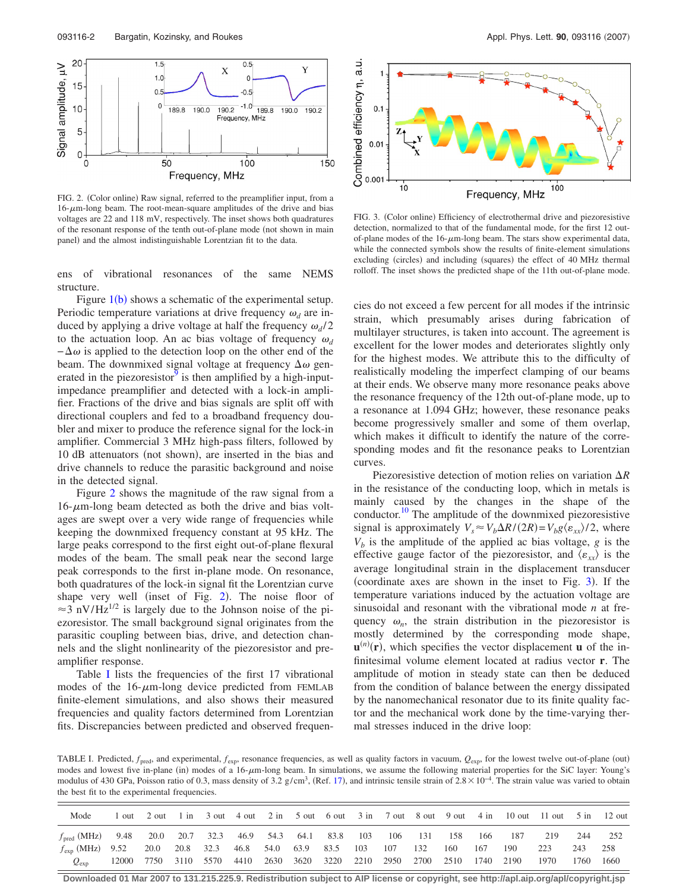FIG. 2. (Color online) Raw signal, referred to the preamplifier input, from a 16-$\mu$m-long beam. The root-mean-square amplitudes of the drive and bias voltages are 22 and 118 mV, respectively. The inset shows both quadratures of the resonant response of the tenth out-of-plane mode (not shown in main panel) and the almost indistinguishable Lorentzian fit to the data.

FIG. 3. (Color online) Efficiency of electrothermal drive and piezoresistive detection, normalized to that of the fundamental mode, for the first 12 out-of-plane modes of the 16-$\mu$m-long beam. The stars show experimental data, while the connected symbols show the results of finite-element simulations excluding (circles) and including (squares) the effect of 40 MHz thermal rolloff. The inset shows the predicted shape of the 11th out-of-plane mode.

ens of vibrational resonances of the same NEMS structure.

Figure 1(b) shows a schematic of the experimental setup. Periodic temperature variations at drive frequency $\omega_d$ are induced by applying a drive voltage at half the frequency $\omega_d/2$ to the actuation loop. An ac bias voltage of frequency $\omega_d - \Delta\omega$ is applied to the detection loop on the other end of the beam. The downmixed signal voltage at frequency $\Delta\omega$ generated in the piezoresistor[9] is then amplified by a high-input-impedance preamplifier and detected with a lock-in amplifier. Fractions of the drive and bias signals are split off with directional couplers and fed to a broadband frequency doubler and mixer to produce the reference signal for the lock-in amplifier. Commercial 3 MHz high-pass filters, followed by 10 dB attenuators (not shown), are inserted in the bias and drive channels to reduce the parasitic background and noise in the detected signal.

Figure 2 shows the magnitude of the raw signal from a 16-$\mu$m-long beam detected as both the drive and bias voltages are swept over a very wide range of frequencies while keeping the downmixed frequency constant at 95 kHz. The large peaks correspond to the first eight out-of-plane flexural modes of the beam. The small peak near the second large peak corresponds to the first in-plane mode. On resonance, both quadratures of the lock-in signal fit the Lorentzian curve shape very well (inset of Fig. 2). The noise floor of $\approx 3\ \text{nV/Hz}^{1/2}$ is largely due to the Johnson noise of the piezoresistor. The small background signal originates from the parasitic coupling between bias, drive, and detection channels and the slight nonlinearity of the piezoresistor and preamplifier response.

Table I lists the frequencies of the first 17 vibrational modes of the 16-$\mu$m-long device predicted from FEMLAB finite-element simulations, and also shows their measured frequencies and quality factors determined from Lorentzian fits. Discrepancies between predicted and observed frequencies do not exceed a few percent for all modes if the intrinsic strain, which presumably arises during fabrication of multilayer structures, is taken into account. The agreement is excellent for the lower modes and deteriorates slightly only for the highest modes. We attribute this to the difficulty of realistically modeling the imperfect clamping of our beams at their ends. We observe many more resonance peaks above the resonance frequency of the 12th out-of-plane mode, up to a resonance at 1.094 GHz; however, these resonance peaks become progressively smaller and some of them overlap, which makes it difficult to identify the nature of the corresponding modes and fit the resonance peaks to Lorentzian curves.

Piezoresistive detection of motion relies on variation $\Delta R$ in the resistance of the conducting loop, which in metals is mainly caused by the changes in the shape of the conductor.[10] The amplitude of the downmixed piezoresistive signal is approximately $V_s \approx V_b \Delta R/(2R) = V_b g \langle \varepsilon_{xx} \rangle /2$, where $V_b$ is the amplitude of the applied ac bias voltage, $g$ is the effective gauge factor of the piezoresistor, and $\langle \varepsilon_{xx} \rangle$ is the average longitudinal strain in the displacement transducer (coordinate axes are shown in the inset to Fig. 3). If the temperature variations induced by the actuation voltage are sinusoidal and resonant with the vibrational mode $n$ at frequency $\omega_n$, the strain distribution in the piezoresistor is mostly determined by the corresponding mode shape, $\mathbf{u}^{(n)}(\mathbf{r})$, which specifies the vector displacement $\mathbf{u}$ of the infinitesimal volume element located at radius vector $\mathbf{r}$. The amplitude of motion in steady state can then be deduced from the condition of balance between the energy dissipated by the nanomechanical resonator due to its finite quality factor and the mechanical work done by the time-varying thermal stresses induced in the drive loop:

TABLE I. Predicted, $f_{\text{pred}}$, and experimental, $f_{\text{exp}}$, resonance frequencies, as well as quality factors in vacuum, $Q_{\text{exp}}$, for the lowest twelve out-of-plane (out) modes and lowest five in-plane (in) modes of a 16-$\mu$m-long beam. In simulations, we assume the following material properties for the SiC layer: Young's modulus of 430 GPa, Poisson ratio of 0.3, mass density of 3.2 g/cm$^3$, (Ref. 17), and intrinsic tensile strain of $2.8 \times 10^{-4}$. The strain value was varied to obtain the best fit to the experimental frequencies.

| Mode | 1 out | 2 out | 1 in | 3 out | 4 out | 2 in | 5 out | 6 out | 3 in | 7 out | 8 out | 9 out | 4 in | 10 out | 11 out | 5 in | 12 out |
|---|---|---|---|---|---|---|---|---|---|---|---|---|---|---|---|---|---|
| $f_{\text{pred}}$ (MHz) | 9.48 | 20.0 | 20.7 | 32.3 | 46.9 | 54.3 | 64.1 | 83.8 | 103 | 106 | 131 | 158 | 166 | 187 | 219 | 244 | 252 |
| $f_{\text{exp}}$ (MHz) | 9.52 | 20.0 | 20.8 | 32.3 | 46.8 | 54.0 | 63.9 | 83.5 | 103 | 107 | 132 | 160 | 167 | 190 | 223 | 243 | 258 |
| $Q_{\text{exp}}$ | 12000 | 7750 | 3110 | 5570 | 4410 | 2630 | 3620 | 3220 | 2210 | 2950 | 2700 | 2510 | 1740 | 2190 | 1970 | 1760 | 1660 |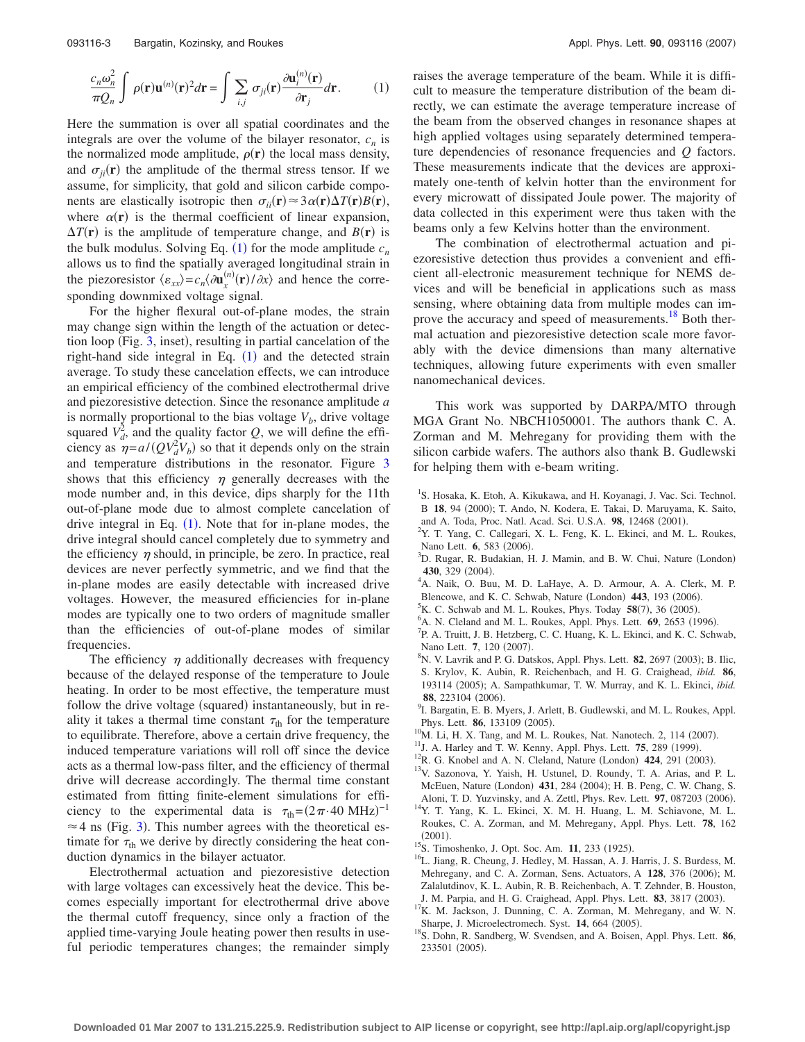$$\frac{c_n \omega_n^2}{\pi Q_n} \int \rho(\mathbf{r}) \mathbf{u}^{(n)}(\mathbf{r})^2 d\mathbf{r} = \int \sum_{i,j} \sigma_{ji}(\mathbf{r}) \frac{\partial \mathbf{u}_i^{(n)}(\mathbf{r})}{\partial \mathbf{r}_j} d\mathbf{r}. \quad (1)$$

Here the summation is over all spatial coordinates and the integrals are over the volume of the bilayer resonator, $c_n$ is the normalized mode amplitude, $\rho(\mathbf{r})$ the local mass density, and $\sigma_{ji}(\mathbf{r})$ the amplitude of the thermal stress tensor. If we assume, for simplicity, that gold and silicon carbide components are elastically isotropic then $\sigma_{ii}(\mathbf{r}) \approx 3\alpha(\mathbf{r})\Delta T(\mathbf{r})B(\mathbf{r})$, where $\alpha(\mathbf{r})$ is the thermal coefficient of linear expansion, $\Delta T(\mathbf{r})$ is the amplitude of temperature change, and $B(\mathbf{r})$ is the bulk modulus. Solving Eq. (1) for the mode amplitude $c_n$ allows us to find the spatially averaged longitudinal strain in the piezoresistor $\langle \varepsilon_{xx} \rangle = c_n \langle \partial \mathbf{u}_x^{(n)}(\mathbf{r}) / \partial x \rangle$ and hence the corresponding downmixed voltage signal.

For the higher flexural out-of-plane modes, the strain may change sign within the length of the actuation or detection loop (Fig. 3, inset), resulting in partial cancelation of the right-hand side integral in Eq. (1) and the detected strain average. To study these cancelation effects, we can introduce an empirical efficiency of the combined electrothermal drive and piezoresistive detection. Since the resonance amplitude $a$ is normally proportional to the bias voltage $V_b$, drive voltage squared $V_d^2$, and the quality factor $Q$, we will define the efficiency as $\eta = a/(QV_d^2 V_b)$ so that it depends only on the strain and temperature distributions in the resonator. Figure 3 shows that this efficiency $\eta$ generally decreases with the mode number and, in this device, dips sharply for the 11th out-of-plane mode due to almost complete cancelation of drive integral in Eq. (1). Note that for in-plane modes, the drive integral should cancel completely due to symmetry and the efficiency $\eta$ should, in principle, be zero. In practice, real devices are never perfectly symmetric, and we find that the in-plane modes are easily detectable with increased drive voltages. However, the measured efficiencies for in-plane modes are typically one to two orders of magnitude smaller than the efficiencies of out-of-plane modes of similar frequencies.

The efficiency $\eta$ additionally decreases with frequency because of the delayed response of the temperature to Joule heating. In order to be most effective, the temperature must follow the drive voltage (squared) instantaneously, but in reality it takes a thermal time constant $\tau_{\text{th}}$ for the temperature to equilibrate. Therefore, above a certain drive frequency, the induced temperature variations will roll off since the device acts as a thermal low-pass filter, and the efficiency of thermal drive will decrease accordingly. The thermal time constant estimated from fitting finite-element simulations for efficiency to the experimental data is $\tau_{\text{th}} = (2\pi \cdot 40 \text{ MHz})^{-1} \approx 4$ ns (Fig. 3). This number agrees with the theoretical estimate for $\tau_{\text{th}}$ we derive by directly considering the heat conduction dynamics in the bilayer actuator.

Electrothermal actuation and piezoresistive detection with large voltages can excessively heat the device. This becomes especially important for electrothermal drive above the thermal cutoff frequency, since only a fraction of the applied time-varying Joule heating power then results in useful periodic temperatures changes; the remainder simply raises the average temperature of the beam. While it is difficult to measure the temperature distribution of the beam directly, we can estimate the average temperature increase of the beam from the observed changes in resonance shapes at high applied voltages using separately determined temperature dependencies of resonance frequencies and $Q$ factors. These measurements indicate that the devices are approximately one-tenth of kelvin hotter than the environment for every microwatt of dissipated Joule power. The majority of data collected in this experiment were thus taken with the beams only a few Kelvins hotter than the environment.

The combination of electrothermal actuation and piezoresistive detection thus provides a convenient and efficient all-electronic measurement technique for NEMS devices and will be beneficial in applications such as mass sensing, where obtaining data from multiple modes can improve the accuracy and speed of measurements.[18] Both thermal actuation and piezoresistive detection scale more favorably with the device dimensions than many alternative techniques, allowing future experiments with even smaller nanomechanical devices.

This work was supported by DARPA/MTO through MGA Grant No. NBCH1050001. The authors thank C. A. Zorman and M. Mehregany for providing them with the silicon carbide wafers. The authors also thank B. Gudlewski for helping them with e-beam writing.

[1] S. Hosaka, K. Etoh, A. Kikukawa, and H. Koyanagi, J. Vac. Sci. Technol. B **18**, 94 (2000); T. Ando, N. Kodera, E. Takai, D. Maruyama, K. Saito, and A. Toda, Proc. Natl. Acad. Sci. U.S.A. **98**, 12468 (2001).

[2] Y. T. Yang, C. Callegari, X. L. Feng, K. L. Ekinci, and M. L. Roukes, Nano Lett. **6**, 583 (2006).

[3] D. Rugar, R. Budakian, H. J. Mamin, and B. W. Chui, Nature (London) **430**, 329 (2004).

[4] A. Naik, O. Buu, M. D. LaHaye, A. D. Armour, A. A. Clerk, M. P. Blencowe, and K. C. Schwab, Nature (London) **443**, 193 (2006).

[5] K. C. Schwab and M. L. Roukes, Phys. Today **58**(7), 36 (2005).

[6] A. N. Cleland and M. L. Roukes, Appl. Phys. Lett. **69**, 2653 (1996).

[7] P. A. Truitt, J. B. Hetzberg, C. C. Huang, K. L. Ekinci, and K. C. Schwab, Nano Lett. **7**, 120 (2007).

[8] N. V. Lavrik and P. G. Datskos, Appl. Phys. Lett. **82**, 2697 (2003); B. Ilic, S. Krylov, K. Aubin, R. Reichenbach, and H. G. Craighead, *ibid.* **86**, 193114 (2005); A. Sampathkumar, T. W. Murray, and K. L. Ekinci, *ibid.* **88**, 223104 (2006).

[9] I. Bargatin, E. B. Myers, J. Arlett, B. Gudlewski, and M. L. Roukes, Appl. Phys. Lett. **86**, 133109 (2005).

[10] M. Li, H. X. Tang, and M. L. Roukes, Nat. Nanotech. 2, 114 (2007).

[11] J. A. Harley and T. W. Kenny, Appl. Phys. Lett. **75**, 289 (1999).

[12] R. G. Knobel and A. N. Cleland, Nature (London) **424**, 291 (2003).

[13] V. Sazonova, Y. Yaish, H. Ustunel, D. Roundy, T. A. Arias, and P. L. McEuen, Nature (London) **431**, 284 (2004); H. B. Peng, C. W. Chang, S. Aloni, T. D. Yuzvinsky, and A. Zettl, Phys. Rev. Lett. **97**, 087203 (2006).

[14] Y. T. Yang, K. L. Ekinci, X. M. H. Huang, L. M. Schiavone, M. L. Roukes, C. A. Zorman, and M. Mehregany, Appl. Phys. Lett. **78**, 162 (2001).

[15] S. Timoshenko, J. Opt. Soc. Am. **11**, 233 (1925).

[16] L. Jiang, R. Cheung, J. Hedley, M. Hassan, A. J. Harris, J. S. Burdess, M. Mehregany, and C. A. Zorman, Sens. Actuators, A **128**, 376 (2006); M. Zalalutdinov, K. L. Aubin, R. B. Reichenbach, A. T. Zehnder, B. Houston, J. M. Parpia, and H. G. Craighead, Appl. Phys. Lett. **83**, 3817 (2003).

[17] K. M. Jackson, J. Dunning, C. A. Zorman, M. Mehregany, and W. N. Sharpe, J. Microelectromech. Syst. **14**, 664 (2005).

[18] S. Dohn, R. Sandberg, W. Svendsen, and A. Boisen, Appl. Phys. Lett. **86**, 233501 (2005).